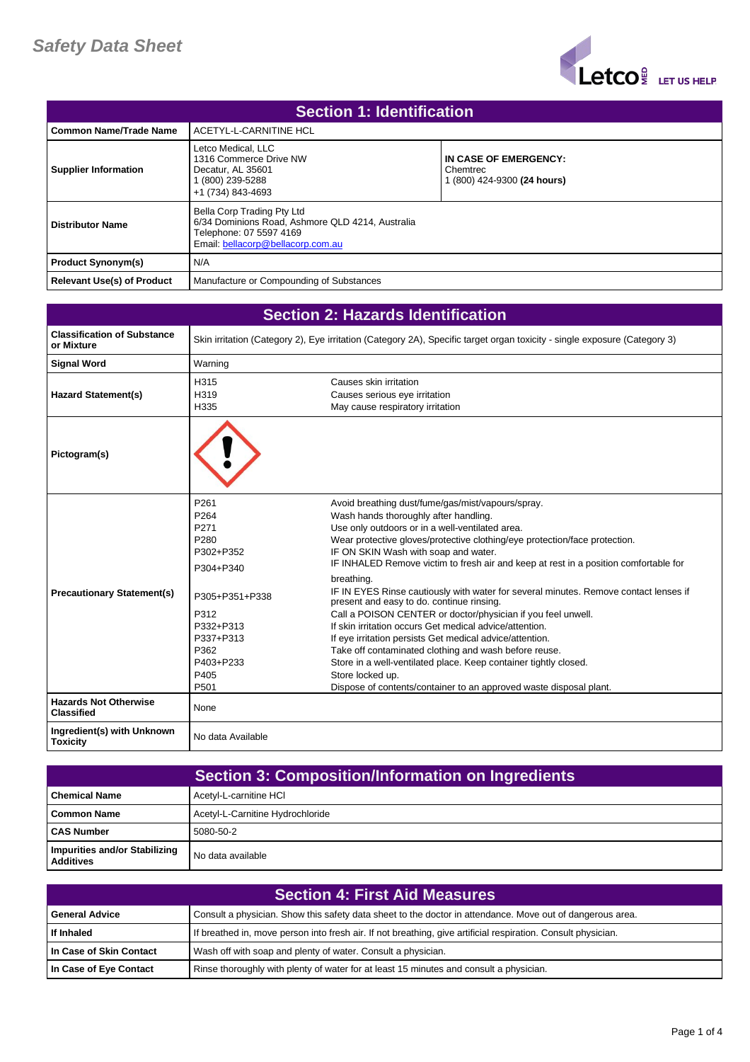# Safety Data Sheet

Letco MED LET US HELP

## Section 1: Identification

| | | |
|---|---|---|
| **Common Name/Trade Name** | ACETYL-L-CARNITINE HCL | |
| **Supplier Information** | Letco Medical, LLC<br>1316 Commerce Drive NW<br>Decatur, AL 35601<br>1 (800) 239-5288<br>+1 (734) 843-4693 | **IN CASE OF EMERGENCY:**<br>Chemtrec<br>1 (800) 424-9300 **(24 hours)** |
| **Distributor Name** | Bella Corp Trading Pty Ltd<br>6/34 Dominions Road, Ashmore QLD 4214, Australia<br>Telephone: 07 5597 4169<br>Email: bellacorp@bellacorp.com.au | |
| **Product Synonym(s)** | N/A | |
| **Relevant Use(s) of Product** | Manufacture or Compounding of Substances | |

## Section 2: Hazards Identification

| | | |
|---|---|---|
| **Classification of Substance or Mixture** | Skin irritation (Category 2), Eye irritation (Category 2A), Specific target organ toxicity - single exposure (Category 3) | |
| **Signal Word** | Warning | |
| **Hazard Statement(s)** | H315<br>H319<br>H335 | Causes skin irritation<br>Causes serious eye irritation<br>May cause respiratory irritation |
| **Pictogram(s)** | | |
| **Precautionary Statement(s)** | P261<br>P264<br>P271<br>P280<br>P302+P352<br>P304+P340<br>P305+P351+P338<br>P312<br>P332+P313<br>P337+P313<br>P362<br>P403+P233<br>P405<br>P501 | Avoid breathing dust/fume/gas/mist/vapours/spray.<br>Wash hands thoroughly after handling.<br>Use only outdoors or in a well-ventilated area.<br>Wear protective gloves/protective clothing/eye protection/face protection.<br>IF ON SKIN Wash with soap and water.<br>IF INHALED Remove victim to fresh air and keep at rest in a position comfortable for breathing.<br>IF IN EYES Rinse cautiously with water for several minutes. Remove contact lenses if present and easy to do. continue rinsing.<br>Call a POISON CENTER or doctor/physician if you feel unwell.<br>If skin irritation occurs Get medical advice/attention.<br>If eye irritation persists Get medical advice/attention.<br>Take off contaminated clothing and wash before reuse.<br>Store in a well-ventilated place. Keep container tightly closed.<br>Store locked up.<br>Dispose of contents/container to an approved waste disposal plant. |
| **Hazards Not Otherwise Classified** | None | |
| **Ingredient(s) with Unknown Toxicity** | No data Available | |

## Section 3: Composition/Information on Ingredients

| | |
|---|---|
| **Chemical Name** | Acetyl-L-carnitine HCl |
| **Common Name** | Acetyl-L-Carnitine Hydrochloride |
| **CAS Number** | 5080-50-2 |
| **Impurities and/or Stabilizing Additives** | No data available |

## Section 4: First Aid Measures

| | |
|---|---|
| **General Advice** | Consult a physician. Show this safety data sheet to the doctor in attendance. Move out of dangerous area. |
| **If Inhaled** | If breathed in, move person into fresh air. If not breathing, give artificial respiration. Consult physician. |
| **In Case of Skin Contact** | Wash off with soap and plenty of water. Consult a physician. |
| **In Case of Eye Contact** | Rinse thoroughly with plenty of water for at least 15 minutes and consult a physician. |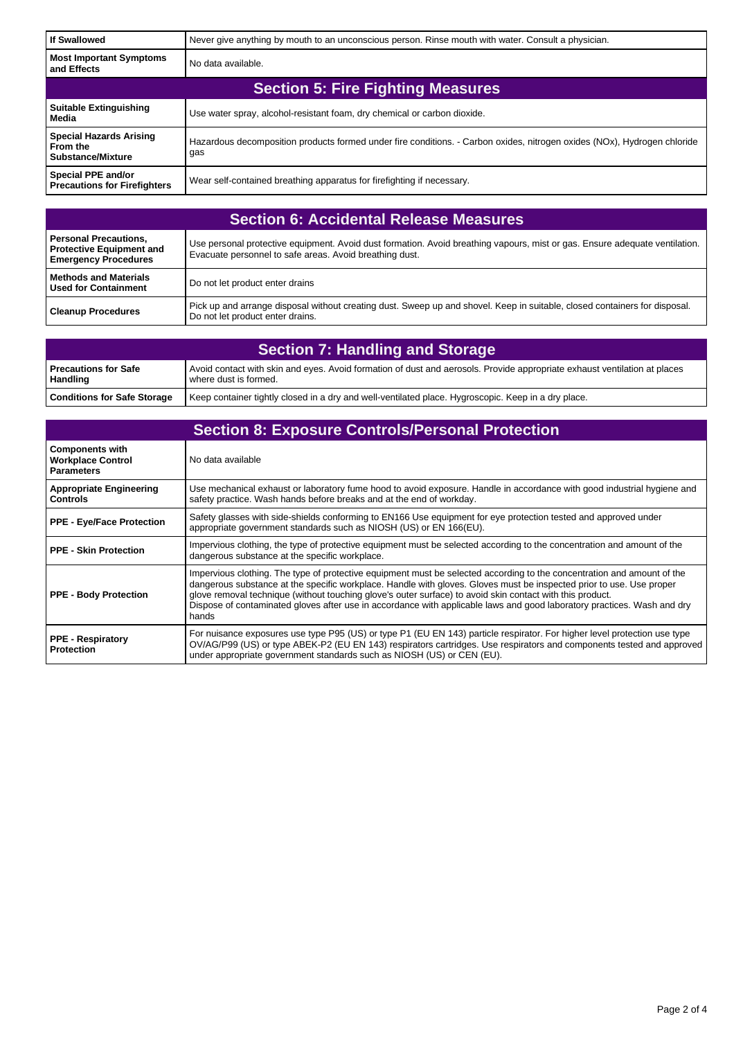| If Swallowed | Never give anything by mouth to an unconscious person. Rinse mouth with water. Consult a physician. |
|---|---|
| Most Important Symptoms and Effects | No data available. |

## Section 5: Fire Fighting Measures

| Suitable Extinguishing Media | Use water spray, alcohol-resistant foam, dry chemical or carbon dioxide. |
|---|---|
| Special Hazards Arising From the Substance/Mixture | Hazardous decomposition products formed under fire conditions. - Carbon oxides, nitrogen oxides (NOx), Hydrogen chloride gas |
| Special PPE and/or Precautions for Firefighters | Wear self-contained breathing apparatus for firefighting if necessary. |

## Section 6: Accidental Release Measures

| Personal Precautions, Protective Equipment and Emergency Procedures | Use personal protective equipment. Avoid dust formation. Avoid breathing vapours, mist or gas. Ensure adequate ventilation. Evacuate personnel to safe areas. Avoid breathing dust. |
|---|---|
| Methods and Materials Used for Containment | Do not let product enter drains |
| Cleanup Procedures | Pick up and arrange disposal without creating dust. Sweep up and shovel. Keep in suitable, closed containers for disposal. Do not let product enter drains. |

## Section 7: Handling and Storage

| Precautions for Safe Handling | Avoid contact with skin and eyes. Avoid formation of dust and aerosols. Provide appropriate exhaust ventilation at places where dust is formed. |
|---|---|
| Conditions for Safe Storage | Keep container tightly closed in a dry and well-ventilated place. Hygroscopic. Keep in a dry place. |

## Section 8: Exposure Controls/Personal Protection

| Components with Workplace Control Parameters | No data available |
|---|---|
| Appropriate Engineering Controls | Use mechanical exhaust or laboratory fume hood to avoid exposure. Handle in accordance with good industrial hygiene and safety practice. Wash hands before breaks and at the end of workday. |
| PPE - Eye/Face Protection | Safety glasses with side-shields conforming to EN166 Use equipment for eye protection tested and approved under appropriate government standards such as NIOSH (US) or EN 166(EU). |
| PPE - Skin Protection | Impervious clothing, the type of protective equipment must be selected according to the concentration and amount of the dangerous substance at the specific workplace. |
| PPE - Body Protection | Impervious clothing. The type of protective equipment must be selected according to the concentration and amount of the dangerous substance at the specific workplace. Handle with gloves. Gloves must be inspected prior to use. Use proper glove removal technique (without touching glove's outer surface) to avoid skin contact with this product. Dispose of contaminated gloves after use in accordance with applicable laws and good laboratory practices. Wash and dry hands |
| PPE - Respiratory Protection | For nuisance exposures use type P95 (US) or type P1 (EU EN 143) particle respirator. For higher level protection use type OV/AG/P99 (US) or type ABEK-P2 (EU EN 143) respirators cartridges. Use respirators and components tested and approved under appropriate government standards such as NIOSH (US) or CEN (EU). |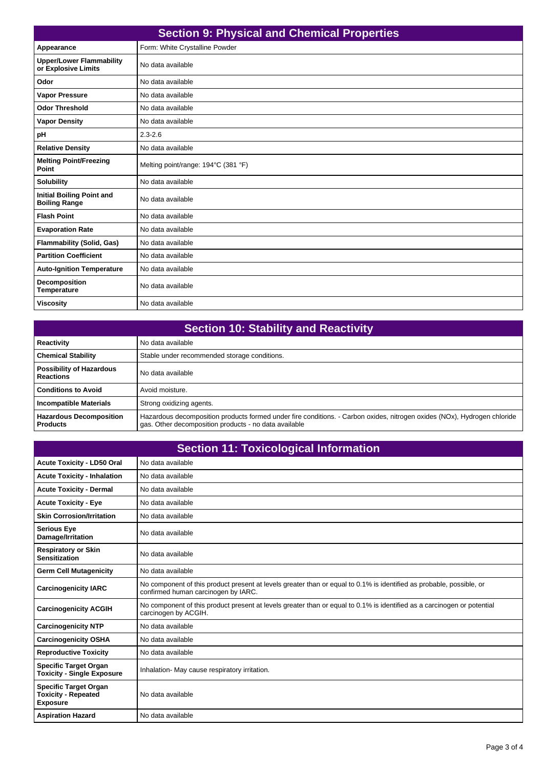## Section 9: Physical and Chemical Properties

| | |
|---|---|
| **Appearance** | Form: White Crystalline Powder |
| **Upper/Lower Flammability or Explosive Limits** | No data available |
| **Odor** | No data available |
| **Vapor Pressure** | No data available |
| **Odor Threshold** | No data available |
| **Vapor Density** | No data available |
| **pH** | 2.3-2.6 |
| **Relative Density** | No data available |
| **Melting Point/Freezing Point** | Melting point/range: 194°C (381 °F) |
| **Solubility** | No data available |
| **Initial Boiling Point and Boiling Range** | No data available |
| **Flash Point** | No data available |
| **Evaporation Rate** | No data available |
| **Flammability (Solid, Gas)** | No data available |
| **Partition Coefficient** | No data available |
| **Auto-Ignition Temperature** | No data available |
| **Decomposition Temperature** | No data available |
| **Viscosity** | No data available |

## Section 10: Stability and Reactivity

| | |
|---|---|
| **Reactivity** | No data available |
| **Chemical Stability** | Stable under recommended storage conditions. |
| **Possibility of Hazardous Reactions** | No data available |
| **Conditions to Avoid** | Avoid moisture. |
| **Incompatible Materials** | Strong oxidizing agents. |
| **Hazardous Decomposition Products** | Hazardous decomposition products formed under fire conditions. - Carbon oxides, nitrogen oxides (NOx), Hydrogen chloride gas. Other decomposition products - no data available |

## Section 11: Toxicological Information

| | |
|---|---|
| **Acute Toxicity - LD50 Oral** | No data available |
| **Acute Toxicity - Inhalation** | No data available |
| **Acute Toxicity - Dermal** | No data available |
| **Acute Toxicity - Eye** | No data available |
| **Skin Corrosion/Irritation** | No data available |
| **Serious Eye Damage/Irritation** | No data available |
| **Respiratory or Skin Sensitization** | No data available |
| **Germ Cell Mutagenicity** | No data available |
| **Carcinogenicity IARC** | No component of this product present at levels greater than or equal to 0.1% is identified as probable, possible, or confirmed human carcinogen by IARC. |
| **Carcinogenicity ACGIH** | No component of this product present at levels greater than or equal to 0.1% is identified as a carcinogen or potential carcinogen by ACGIH. |
| **Carcinogenicity NTP** | No data available |
| **Carcinogenicity OSHA** | No data available |
| **Reproductive Toxicity** | No data available |
| **Specific Target Organ Toxicity - Single Exposure** | Inhalation- May cause respiratory irritation. |
| **Specific Target Organ Toxicity - Repeated Exposure** | No data available |
| **Aspiration Hazard** | No data available |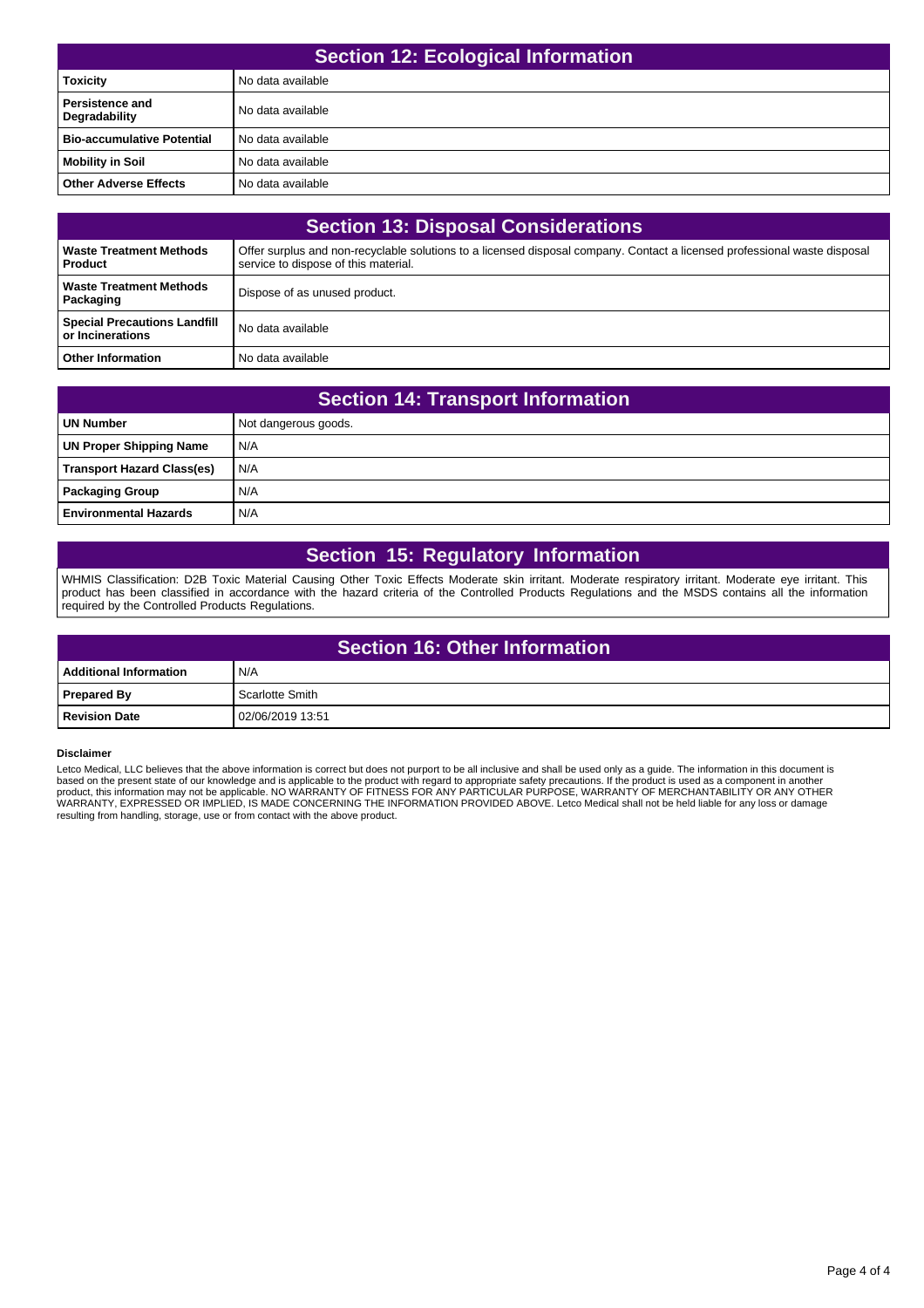## Section 12: Ecological Information

| | |
|---|---|
| **Toxicity** | No data available |
| **Persistence and Degradability** | No data available |
| **Bio-accumulative Potential** | No data available |
| **Mobility in Soil** | No data available |
| **Other Adverse Effects** | No data available |

## Section 13: Disposal Considerations

| | |
|---|---|
| **Waste Treatment Methods Product** | Offer surplus and non-recyclable solutions to a licensed disposal company. Contact a licensed professional waste disposal service to dispose of this material. |
| **Waste Treatment Methods Packaging** | Dispose of as unused product. |
| **Special Precautions Landfill or Incinerations** | No data available |
| **Other Information** | No data available |

## Section 14: Transport Information

| | |
|---|---|
| **UN Number** | Not dangerous goods. |
| **UN Proper Shipping Name** | N/A |
| **Transport Hazard Class(es)** | N/A |
| **Packaging Group** | N/A |
| **Environmental Hazards** | N/A |

## Section 15: Regulatory Information

WHMIS Classification: D2B Toxic Material Causing Other Toxic Effects Moderate skin irritant. Moderate respiratory irritant. Moderate eye irritant. This product has been classified in accordance with the hazard criteria of the Controlled Products Regulations and the MSDS contains all the information required by the Controlled Products Regulations.

## Section 16: Other Information

| | |
|---|---|
| **Additional Information** | N/A |
| **Prepared By** | Scarlotte Smith |
| **Revision Date** | 02/06/2019 13:51 |

**Disclaimer**

Letco Medical, LLC believes that the above information is correct but does not purport to be all inclusive and shall be used only as a guide. The information in this document is based on the present state of our knowledge and is applicable to the product with regard to appropriate safety precautions. If the product is used as a component in another product, this information may not be applicable. NO WARRANTY OF FITNESS FOR ANY PARTICULAR PURPOSE, WARRANTY OF MERCHANTABILITY OR ANY OTHER WARRANTY, EXPRESSED OR IMPLIED, IS MADE CONCERNING THE INFORMATION PROVIDED ABOVE. Letco Medical shall not be held liable for any loss or damage resulting from handling, storage, use or from contact with the above product.